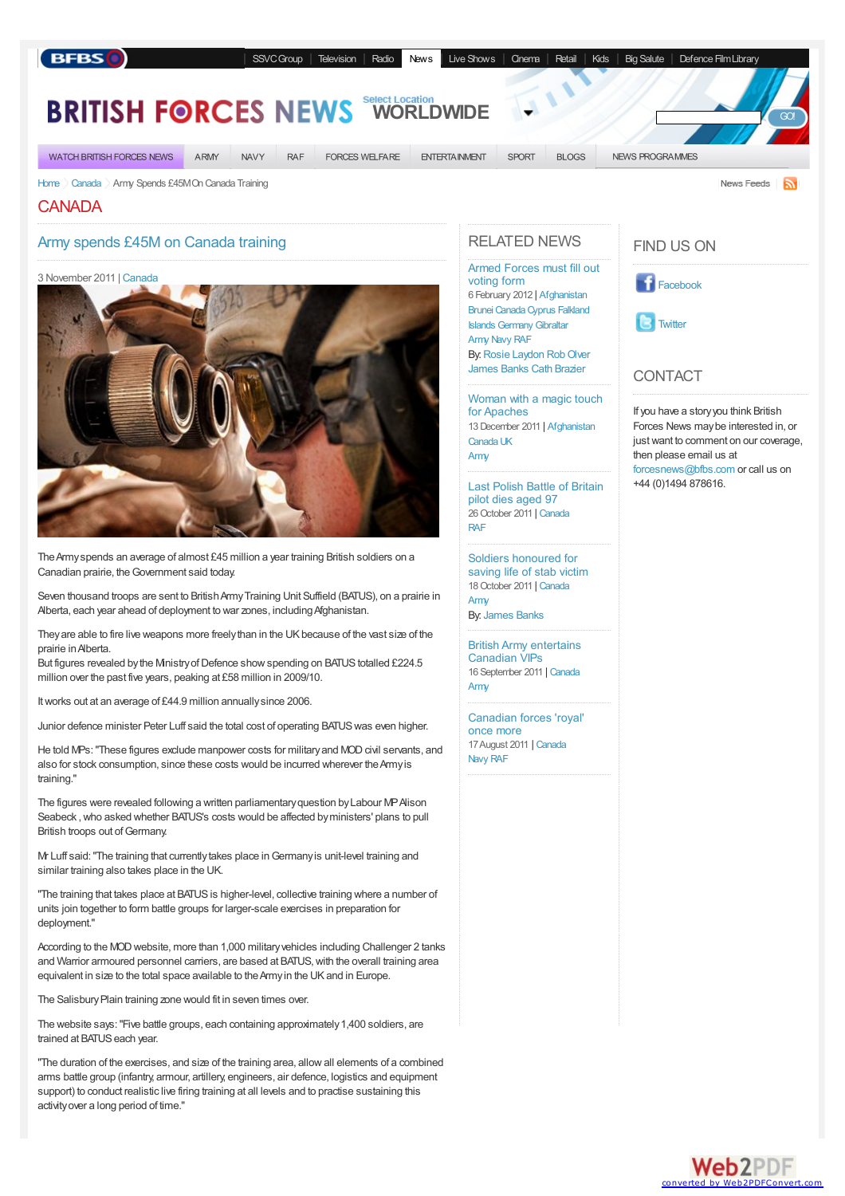BFBS | SSVC Group | Television | Radio | News | Live Shows | Cinema | Retail | Kids | Big Salute | Defence Film Library

# BRITISH FORCES NEWS

Select Location WORLDWIDE

WATCH BRITISH FORCES NEWS | ARMY | NAVY | RAF | FORCES WELFARE | ENTERTAINMENT | SPORT | BLOGS | NEWS PROGRAMMES

Home > Canada > Army Spends £45M On Canada Training

News Feeds

# CANADA

## Army spends £45M on Canada training

3 November 2011 | Canada

The Army spends an average of almost £45 million a year training British soldiers on a Canadian prairie, the Government said today.

Seven thousand troops are sent to British Army Training Unit Suffield (BATUS), on a prairie in Alberta, each year ahead of deployment to war zones, including Afghanistan.

They are able to fire live weapons more freely than in the UK because of the vast size of the prairie in Alberta.
But figures revealed by the Ministry of Defence show spending on BATUS totalled £224.5 million over the past five years, peaking at £58 million in 2009/10.

It works out at an average of £44.9 million annually since 2006.

Junior defence minister Peter Luff said the total cost of operating BATUS was even higher.

He told MPs: "These figures exclude manpower costs for military and MOD civil servants, and also for stock consumption, since these costs would be incurred wherever the Army is training."

The figures were revealed following a written parliamentary question by Labour MP Alison Seabeck , who asked whether BATUS's costs would be affected by ministers' plans to pull British troops out of Germany.

Mr Luff said: "The training that currently takes place in Germany is unit-level training and similar training also takes place in the UK.

"The training that takes place at BATUS is higher-level, collective training where a number of units join together to form battle groups for larger-scale exercises in preparation for deployment."

According to the MOD website, more than 1,000 military vehicles including Challenger 2 tanks and Warrior armoured personnel carriers, are based at BATUS, with the overall training area equivalent in size to the total space available to the Army in the UK and in Europe.

The Salisbury Plain training zone would fit in seven times over.

The website says: "Five battle groups, each containing approximately 1,400 soldiers, are trained at BATUS each year.

"The duration of the exercises, and size of the training area, allow all elements of a combined arms battle group (infantry, armour, artillery, engineers, air defence, logistics and equipment support) to conduct realistic live firing training at all levels and to practise sustaining this activity over a long period of time."

## RELATED NEWS

**Armed Forces must fill out voting form**
6 February 2012 | Afghanistan Brunei Canada Cyprus Falkland Islands Germany Gibraltar Army Navy RAF
By: Rosie Laydon Rob Olver James Banks Cath Brazier

**Woman with a magic touch for Apaches**
13 December 2011 | Afghanistan Canada UK Army

**Last Polish Battle of Britain pilot dies aged 97**
26 October 2011 | Canada RAF

**Soldiers honoured for saving life of stab victim**
18 October 2011 | Canada Army
By: James Banks

**British Army entertains Canadian VIPs**
16 September 2011 | Canada Army

**Canadian forces 'royal' once more**
17 August 2011 | Canada Navy RAF

## FIND US ON

Facebook

Twitter

## CONTACT

If you have a story you think British Forces News may be interested in, or just want to comment on our coverage, then please email us at forcesnews@bfbs.com or call us on +44 (0)1494 878616.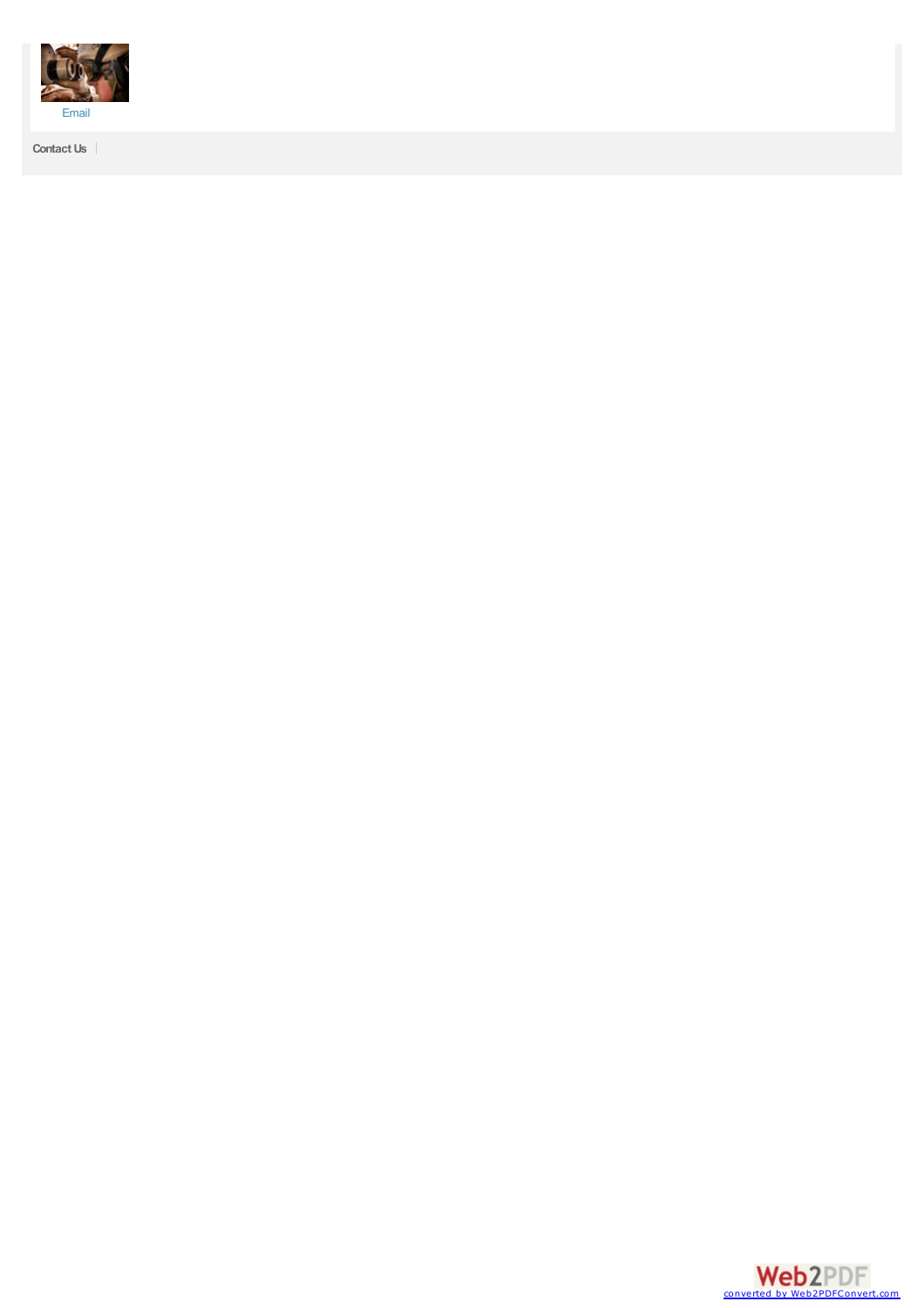Email

Contact Us